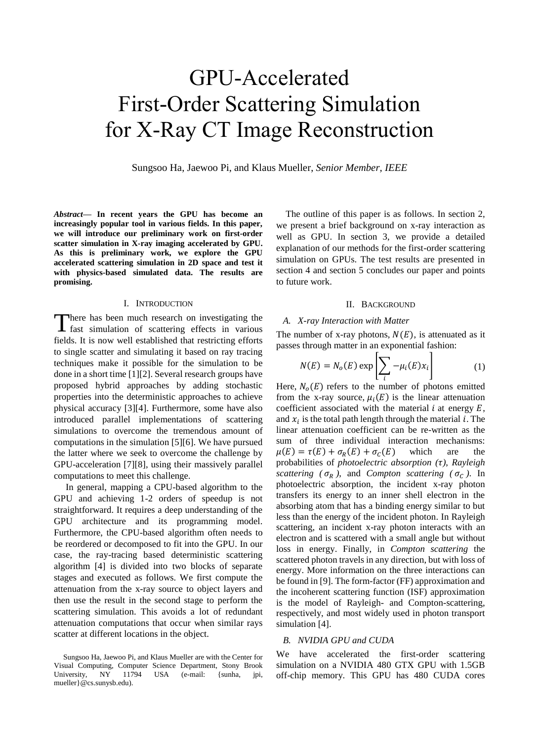# GPU-Accelerated First-Order Scattering Simulation for X-Ray CT Image Reconstruction

Sungsoo Ha, Jaewoo Pi, and Klaus Mueller, *Senior Member, IEEE*

***Abstract*— In recent years the GPU has become an increasingly popular tool in various fields. In this paper, we will introduce our preliminary work on first-order scatter simulation in X-ray imaging accelerated by GPU. As this is preliminary work, we explore the GPU accelerated scattering simulation in 2D space and test it with physics-based simulated data. The results are promising.**

## I. Introduction

There has been much research on investigating the fast simulation of scattering effects in various fields. It is now well established that restricting efforts to single scatter and simulating it based on ray tracing techniques make it possible for the simulation to be done in a short time [1][2]. Several research groups have proposed hybrid approaches by adding stochastic properties into the deterministic approaches to achieve physical accuracy [3][4]. Furthermore, some have also introduced parallel implementations of scattering simulations to overcome the tremendous amount of computations in the simulation [5][6]. We have pursued the latter where we seek to overcome the challenge by GPU-acceleration [7][8], using their massively parallel computations to meet this challenge.

In general, mapping a CPU-based algorithm to the GPU and achieving 1-2 orders of speedup is not straightforward. It requires a deep understanding of the GPU architecture and its programming model. Furthermore, the CPU-based algorithm often needs to be reordered or decomposed to fit into the GPU. In our case, the ray-tracing based deterministic scattering algorithm [4] is divided into two blocks of separate stages and executed as follows. We first compute the attenuation from the x-ray source to object layers and then use the result in the second stage to perform the scattering simulation. This avoids a lot of redundant attenuation computations that occur when similar rays scatter at different locations in the object.

Sungsoo Ha, Jaewoo Pi, and Klaus Mueller are with the Center for Visual Computing, Computer Science Department, Stony Brook University, NY 11794 USA (e-mail: {sunha, jpi, mueller}@cs.sunysb.edu).

The outline of this paper is as follows. In section 2, we present a brief background on x-ray interaction as well as GPU. In section 3, we provide a detailed explanation of our methods for the first-order scattering simulation on GPUs. The test results are presented in section 4 and section 5 concludes our paper and points to future work.

## II. Background

### A. X-ray Interaction with Matter

The number of x-ray photons, $N(E)$, is attenuated as it passes through matter in an exponential fashion:

$$N(E) = N_o(E)\exp\left[\sum_i -\mu_i(E)x_i\right] \tag{1}$$

Here, $N_o(E)$ refers to the number of photons emitted from the x-ray source, $\mu_i(E)$ is the linear attenuation coefficient associated with the material $i$ at energy $E$, and $x_i$ is the total path length through the material $i$. The linear attenuation coefficient can be re-written as the sum of three individual interaction mechanisms: $\mu(E) = \tau(E) + \sigma_R(E) + \sigma_C(E)$ which are the probabilities of *photoelectric absorption ($\tau$)*, *Rayleigh scattering ($\sigma_R$)*, and *Compton scattering ($\sigma_C$)*. In photoelectric absorption, the incident x-ray photon transfers its energy to an inner shell electron in the absorbing atom that has a binding energy similar to but less than the energy of the incident photon. In Rayleigh scattering, an incident x-ray photon interacts with an electron and is scattered with a small angle but without loss in energy. Finally, in *Compton scattering* the scattered photon travels in any direction, but with loss of energy. More information on the three interactions can be found in [9]. The form-factor (FF) approximation and the incoherent scattering function (ISF) approximation is the model of Rayleigh- and Compton-scattering, respectively, and most widely used in photon transport simulation [4].

### B. NVIDIA GPU and CUDA

We have accelerated the first-order scattering simulation on a NVIDIA 480 GTX GPU with 1.5GB off-chip memory. This GPU has 480 CUDA cores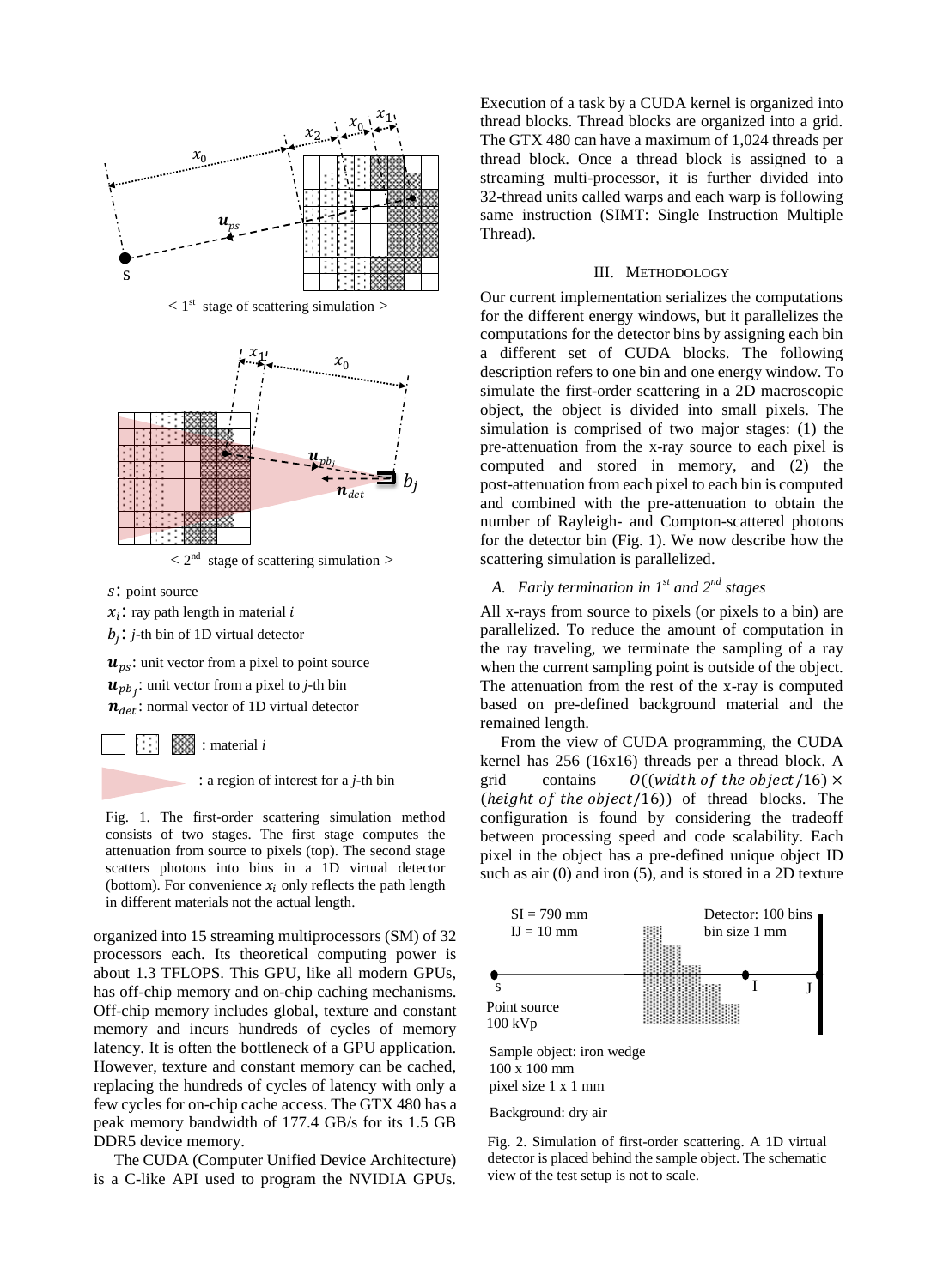< 1st stage of scattering simulation >

< 2nd stage of scattering simulation >

$s$: point source

$x_i$: ray path length in material $i$

$b_j$: $j$-th bin of 1D virtual detector

$\boldsymbol{u}_{ps}$: unit vector from a pixel to point source

$\boldsymbol{u}_{pb_j}$: unit vector from a pixel to $j$-th bin

$\boldsymbol{n}_{det}$: normal vector of 1D virtual detector

: material $i$

: a region of interest for a $j$-th bin

Fig. 1. The first-order scattering simulation method consists of two stages. The first stage computes the attenuation from source to pixels (top). The second stage scatters photons into bins in a 1D virtual detector (bottom). For convenience $x_i$ only reflects the path length in different materials not the actual length.

organized into 15 streaming multiprocessors (SM) of 32 processors each. Its theoretical computing power is about 1.3 TFLOPS. This GPU, like all modern GPUs, has off-chip memory and on-chip caching mechanisms. Off-chip memory includes global, texture and constant memory and incurs hundreds of cycles of memory latency. It is often the bottleneck of a GPU application. However, texture and constant memory can be cached, replacing the hundreds of cycles of latency with only a few cycles for on-chip cache access. The GTX 480 has a peak memory bandwidth of 177.4 GB/s for its 1.5 GB DDR5 device memory.

The CUDA (Compuer Unified Device Architecture) is a C-like API used to program the NVIDIA GPUs. Execution of a task by a CUDA kernel is organized into thread blocks. Thread blocks are organized into a grid. The GTX 480 can have a maximum of 1,024 threads per thread block. Once a thread block is assigned to a streaming multi-processor, it is further divided into 32-thread units called warps and each warp is following same instruction (SIMT: Single Instruction Multiple Thread).

## III. Methodology

Our current implementation serializes the computations for the different energy windows, but it parallelizes the computations for the detector bins by assigning each bin a different set of CUDA blocks. The following description refers to one bin and one energy window. To simulate the first-order scattering in a 2D macroscopic object, the object is divided into small pixels. The simulation is comprised of two major stages: (1) the pre-attenuation from the x-ray source to each pixel is computed and stored in memory, and (2) the post-attenuation from each pixel to each bin is computed and combined with the pre-attenuation to obtain the number of Rayleigh- and Compton-scattered photons for the detector bin (Fig. 1). We now describe how the scattering simulation is parallelized.

### *A. Early termination in 1st and 2nd stages*

All x-rays from source to pixels (or pixels to a bin) are parallelized. To reduce the amount of computation in the ray traveling, we terminate the sampling of a ray when the current sampling point is outside of the object. The attenuation from the rest of the x-ray is computed based on pre-defined background material and the remained length.

From the view of CUDA programming, the CUDA kernel has 256 (16x16) threads per a thread block. A grid contains $O((width\ of\ the\ object/16) \times (height\ of\ the\ object/16))$ of thread blocks. The configuration is found by considering the tradeoff between processing speed and code scalability. Each pixel in the object has a pre-defined unique object ID such as air (0) and iron (5), and is stored in a 2D texture

SI = 790 mm
IJ = 10 mm

Detector: 100 bins
bin size 1 mm

Point source
100 kVp

Sample object: iron wedge
100 x 100 mm
pixel size 1 x 1 mm

Background: dry air

Fig. 2. Simulation of first-order scattering. A 1D virtual detector is placed behind the sample object. The schematic view of the test setup is not to scale.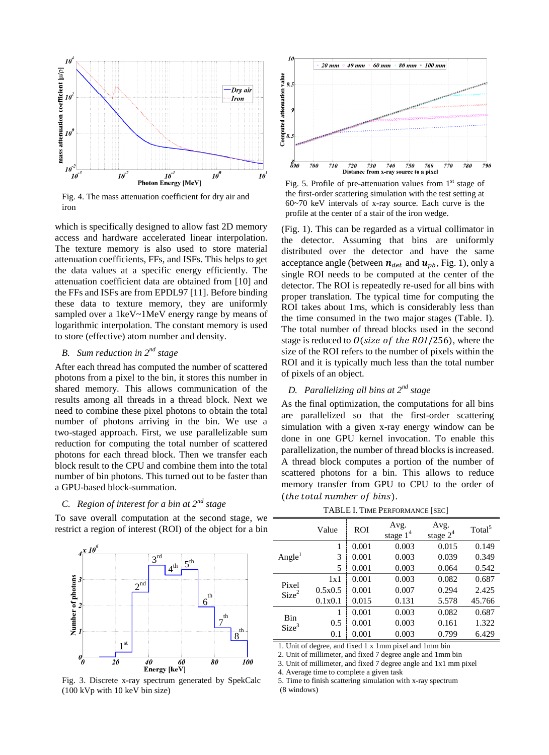Fig. 4. The mass attenuation coefficient for dry air and iron

which is specifically designed to allow fast 2D memory access and hardware accelerated linear interpolation. The texture memory is also used to store material attenuation coefficients, FFs, and ISFs. This helps to get the data values at a specific energy efficiently. The attenuation coefficient data are obtained from [10] and the FFs and ISFs are from EPDL97 [11]. Before binding these data to texture memory, they are uniformly sampled over a 1keV~1MeV energy range by means of logarithmic interpolation. The constant memory is used to store (effective) atom number and density.

### *B. Sum reduction in 2nd stage*

After each thread has computed the number of scattered photons from a pixel to the bin, it stores this number in shared memory. This allows communication of the results among all threads in a thread block. Next we need to combine these pixel photons to obtain the total number of photons arriving in the bin. We use a two-staged approach. First, we use parallelizable sum reduction for computing the total number of scattered photons for each thread block. Then we transfer each block result to the CPU and combine them into the total number of bin photons. This turned out to be faster than a GPU-based block-summation.

### *C. Region of interest for a bin at 2nd stage*

To save overall computation at the second stage, we restrict a region of interest (ROI) of the object for a bin

Fig. 3. Discrete x-ray spectrum generated by SpekCalc (100 kVp with 10 keV bin size)

Fig. 5. Profile of pre-attenuation values from 1st stage of the first-order scattering simulation with the test setting at 60~70 keV intervals of x-ray source. Each curve is the profile of a stair of the iron wedge.

(Fig. 1). This can be regarded as a virtual collimator in the detector. Assuming that bins are uniformly distributed over the detector and have the same acceptance angle (between $\boldsymbol{n}_{det}$ and $\boldsymbol{u}_{pb}$, Fig. 1), only a single ROI needs to be computed at the center of the detector. The ROI is repeatedly re-used for all bins with proper translation. The typical time for computing the ROI takes about 1ms, which is considerably less than the time consumed in the two major stages (Table. I). The total number of thread blocks used in the second stage is reduced to $O(size\ of\ the\ ROI/256)$, where the size of the ROI refers to the number of pixels within the ROI and it is typically much less than the total number of pixels of an object.

### *D. Parallelizing all bins at 2nd stage*

As the final optimization, the computations for all bins are parallelized so that the first-order scattering simulation with a given x-ray energy window can be done in one GPU kernel invocation. To enable this parallelization, the number of thread blocks is increased. A thread block computes a portion of the number of scattered photons for a bin. This allows to reduce memory transfer from GPU to CPU to the order of $(the\ total\ number\ of\ bins)$.

TABLE I. Time Performance [sec]

| | Value | ROI | Avg. stage 1[4] | Avg. stage 2[4] | Total[5] |
|---|---|---|---|---|---|
| Angle[1] | 1 | 0.001 | 0.003 | 0.015 | 0.149 |
| | 3 | 0.001 | 0.003 | 0.039 | 0.349 |
| | 5 | 0.001 | 0.003 | 0.064 | 0.542 |
| Pixel Size[2] | 1x1 | 0.001 | 0.003 | 0.082 | 0.687 |
| | 0.5x0.5 | 0.001 | 0.007 | 0.294 | 2.425 |
| | 0.1x0.1 | 0.015 | 0.131 | 5.578 | 45.766 |
| Bin Size[3] | 1 | 0.001 | 0.003 | 0.082 | 0.687 |
| | 0.5 | 0.001 | 0.003 | 0.161 | 1.322 |
| | 0.1 | 0.001 | 0.003 | 0.799 | 6.429 |

1. Unit of degree, and fixed 1 x 1mm pixel and 1mm bin
2. Unit of millimeter, and fixed 7 degree angle and 1mm bin
3. Unit of millimeter, and fixed 7 degree angle and 1x1 mm pixel
4. Average time to complete a given task
5. Time to finish scattering simulation with x-ray spectrum (8 windows)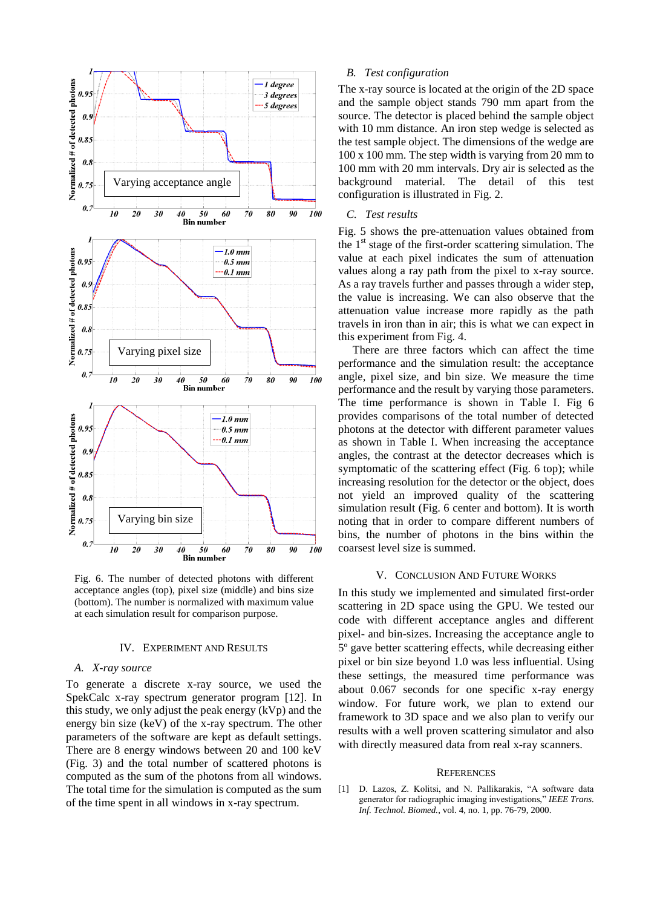Fig. 6. The number of detected photons with different acceptance angles (top), pixel size (middle) and bins size (bottom). The number is normalized with maximum value at each simulation result for comparison purpose.

## IV. Experiment and Results

### A. X-ray source

To generate a discrete x-ray source, we used the SpekCalc x-ray spectrum generator program [12]. In this study, we only adjust the peak energy (kVp) and the energy bin size (keV) of the x-ray spectrum. The other parameters of the software are kept as default settings. There are 8 energy windows between 20 and 100 keV (Fig. 3) and the total number of scattered photons is computed as the sum of the photons from all windows. The total time for the simulation is computed as the sum of the time spent in all windows in x-ray spectrum.

### B. Test configuration

The x-ray source is located at the origin of the 2D space and the sample object stands 790 mm apart from the source. The detector is placed behind the sample object with 10 mm distance. An iron step wedge is selected as the test sample object. The dimensions of the wedge are 100 x 100 mm. The step width is varying from 20 mm to 100 mm with 20 mm intervals. Dry air is selected as the background material. The detail of this test configuration is illustrated in Fig. 2.

### C. Test results

Fig. 5 shows the pre-attenuation values obtained from the 1st stage of the first-order scattering simulation. The value at each pixel indicates the sum of attenuation values along a ray path from the pixel to x-ray source. As a ray travels further and passes through a wider step, the value is increasing. We can also observe that the attenuation value increase more rapidly as the path travels in iron than in air; this is what we can expect in this experiment from Fig. 4.

There are three factors which can affect the time performance and the simulation result: the acceptance angle, pixel size, and bin size. We measure the time performance and the result by varying those parameters. The time performance is shown in Table I. Fig 6 provides comparisons of the total number of detected photons at the detector with different parameter values as shown in Table I. When increasing the acceptance angles, the contrast at the detector decreases which is symptomatic of the scattering effect (Fig. 6 top); while increasing resolution for the detector or the object, does not yield an improved quality of the scattering simulation result (Fig. 6 center and bottom). It is worth noting that in order to compare different numbers of bins, the number of photons in the bins within the coarsest level size is summed.

## V. Conclusion and Future Works

In this study we implemented and simulated first-order scattering in 2D space using the GPU. We tested our code with different acceptance angles and different pixel- and bin-sizes. Increasing the acceptance angle to 5º gave better scattering effects, while decreasing either pixel or bin size beyond 1.0 was less influential. Using these settings, the measured time performance was about 0.067 seconds for one specific x-ray energy window. For future work, we plan to extend our framework to 3D space and we also plan to verify our results with a well proven scattering simulator and also with directly measured data from real x-ray scanners.

## References

[1] D. Lazos, Z. Kolitsi, and N. Pallikarakis, "A software data generator for radiographic imaging investigations," *IEEE Trans. Inf. Technol. Biomed.*, vol. 4, no. 1, pp. 76-79, 2000.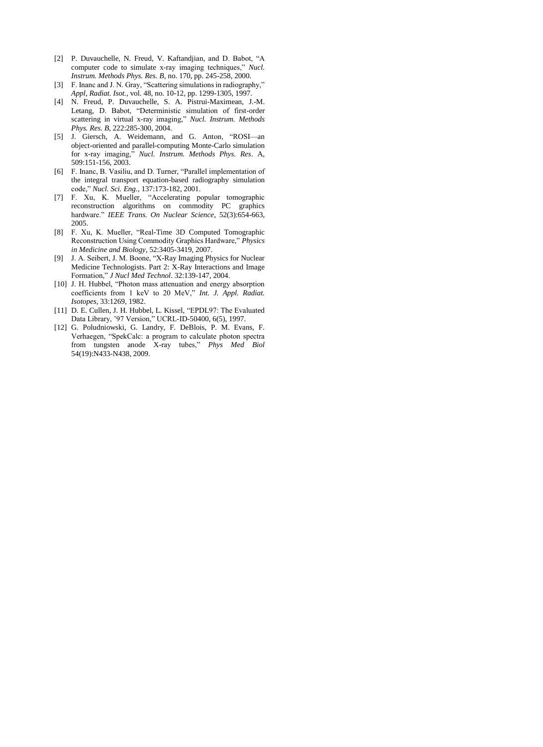- [2] P. Duvauchelle, N. Freud, V. Kaftandjian, and D. Babot, "A computer code to simulate x-ray imaging techniques," *Nucl. Instrum. Methods Phys. Res. B*, no. 170, pp. 245-258, 2000.
- [3] F. Inanc and J. N. Gray, "Scattering simulations in radiography," *Appl, Radiat. Isot.*, vol. 48, no. 10-12, pp. 1299-1305, 1997.
- [4] N. Freud, P. Duvauchelle, S. A. Pistrui-Maximean, J.-M. Letang, D. Babot, "Deterministic simulation of first-order scattering in virtual x-ray imaging," *Nucl. Instrum. Methods Phys. Res. B*, 222:285-300, 2004.
- [5] J. Giersch, A. Weidemann, and G. Anton, "ROSI—an object-oriented and parallel-computing Monte-Carlo simulation for x-ray imaging," *Nucl. Instrum. Methods Phys. Res*. A, 509:151-156, 2003.
- [6] F. Inanc, B. Vasiliu, and D. Turner, "Parallel implementation of the integral transport equation-based radiography simulation code," *Nucl. Sci. Eng.*, 137:173-182, 2001.
- [7] F. Xu, K. Mueller, "Accelerating popular tomographic reconstruction algorithms on commodity PC graphics hardware." *IEEE Trans. On Nuclear Science*, 52(3):654-663, 2005.
- [8] F. Xu, K. Mueller, "Real-Time 3D Computed Tomographic Reconstruction Using Commodity Graphics Hardware," *Physics in Medicine and Biology*, 52:3405-3419, 2007.
- [9] J. A. Seibert, J. M. Boone, "X-Ray Imaging Physics for Nuclear Medicine Technologists. Part 2: X-Ray Interactions and Image Formation," *J Nucl Med Technol*. 32:139-147, 2004.
- [10] J. H. Hubbel, "Photon mass attenuation and energy absorption coefficients from 1 keV to 20 MeV," *Int. J. Appl. Radiat. Isotopes*, 33:1269, 1982.
- [11] D. E. Cullen, J. H. Hubbel, L. Kissel, "EPDL97: The Evaluated Data Library, '97 Version," UCRL-ID-50400, 6(5), 1997.
- [12] G. Poludniowski, G. Landry, F. DeBlois, P. M. Evans, F. Verhaegen, "SpekCalc: a program to calculate photon spectra from tungsten anode X-ray tubes," *Phys Med Biol* 54(19):N433-N438, 2009.